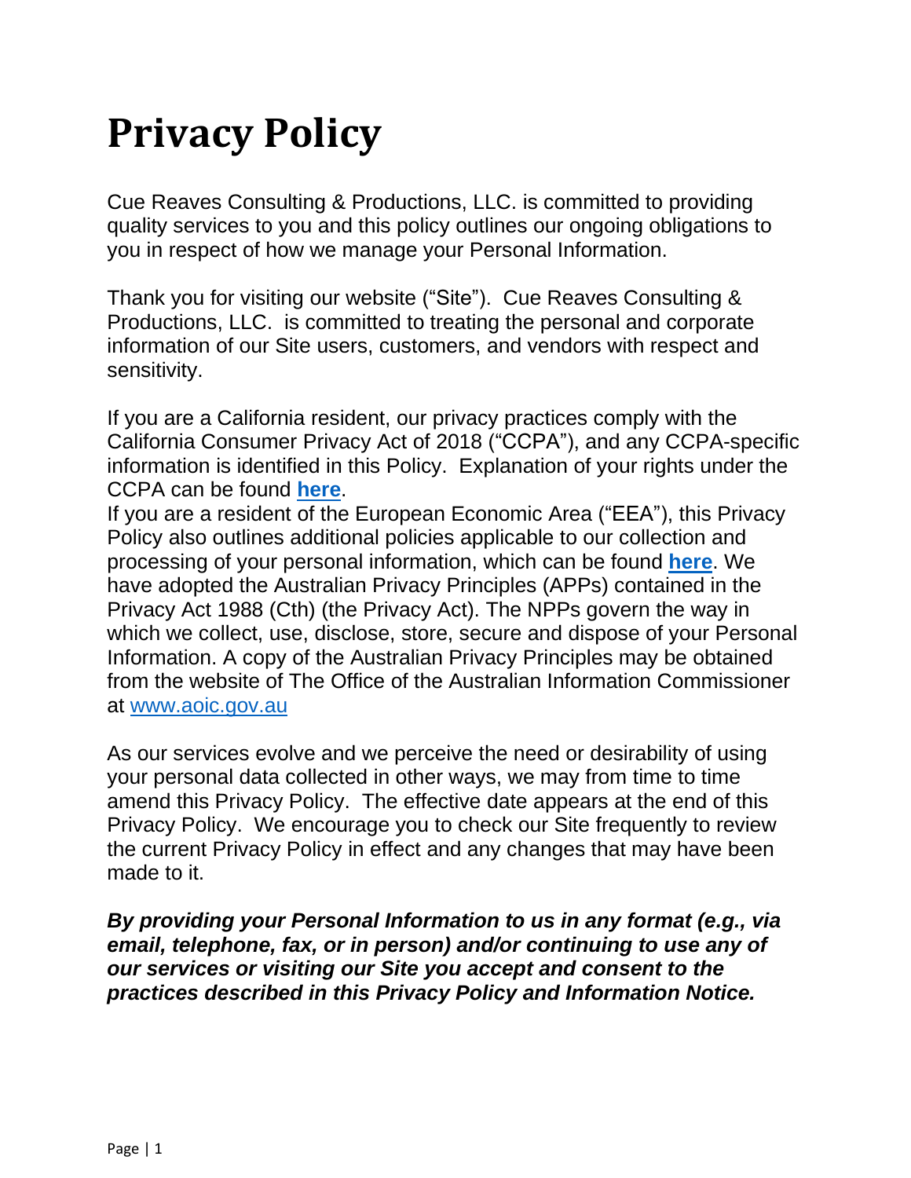# Privacy Policy

Cue Reaves Consulting & Productions, LLC. is committed to providing quality services to you and this policy outlines our ongoing obligations to you in respect of how we manage your Personal Information.

Thank you for visiting our website ("Site"). Cue Reaves Consulting & Productions, LLC. is committed to treating the personal and corporate information of our Site users, customers, and vendors with respect and sensitivity.

If you are a California resident, our privacy practices comply with the California Consumer Privacy Act of 2018 ("CCPA"), and any CCPA-specific information is identified in this Policy. Explanation of your rights under the CCPA can be found **here**.
If you are a resident of the European Economic Area ("EEA"), this Privacy Policy also outlines additional policies applicable to our collection and processing of your personal information, which can be found **here**. We have adopted the Australian Privacy Principles (APPs) contained in the Privacy Act 1988 (Cth) (the Privacy Act). The NPPs govern the way in which we collect, use, disclose, store, secure and dispose of your Personal Information. A copy of the Australian Privacy Principles may be obtained from the website of The Office of the Australian Information Commissioner at www.aoic.gov.au

As our services evolve and we perceive the need or desirability of using your personal data collected in other ways, we may from time to time amend this Privacy Policy. The effective date appears at the end of this Privacy Policy. We encourage you to check our Site frequently to review the current Privacy Policy in effect and any changes that may have been made to it.

***By providing your Personal Information to us in any format (e.g., via email, telephone, fax, or in person) and/or continuing to use any of our services or visiting our Site you accept and consent to the practices described in this Privacy Policy and Information Notice.***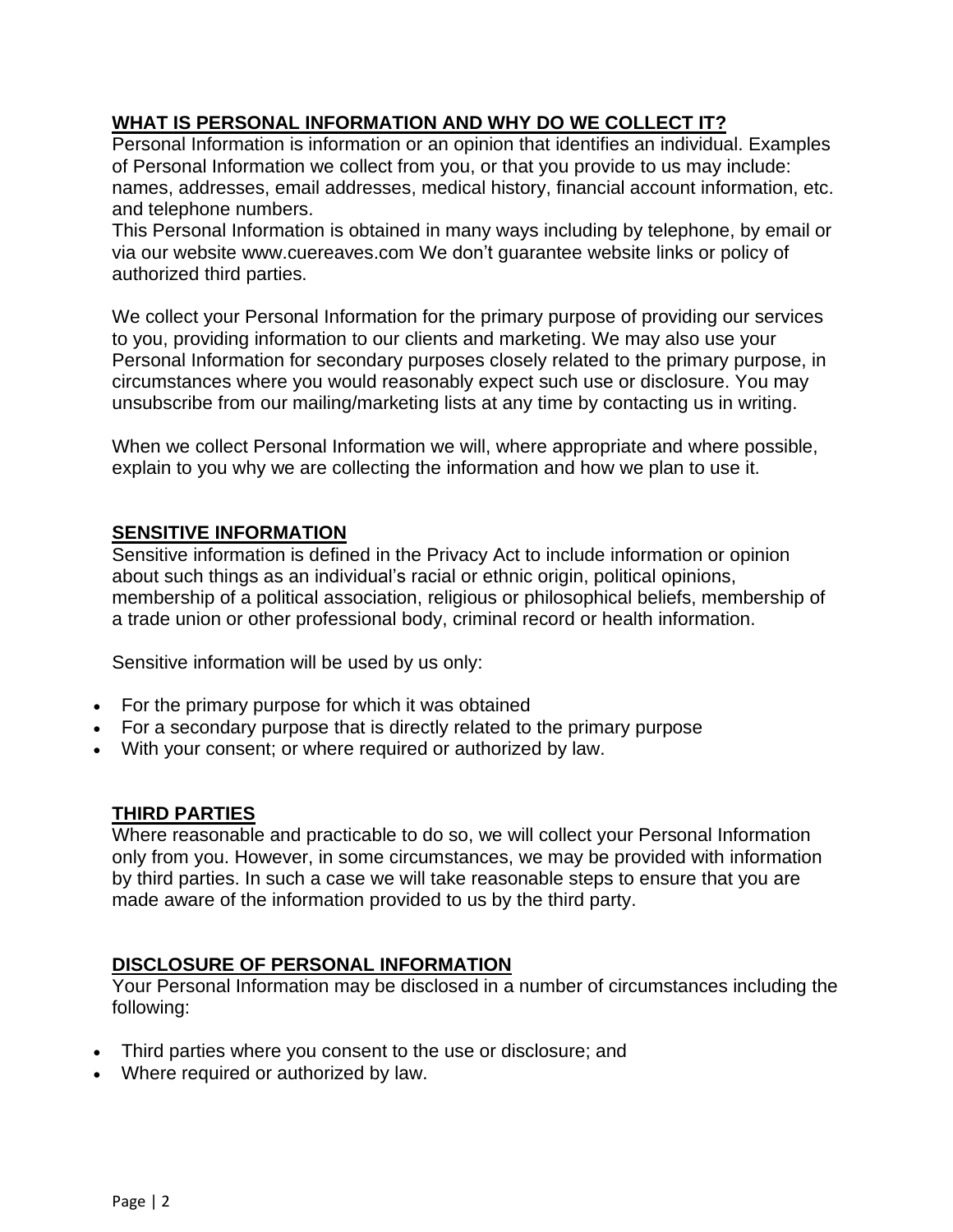## WHAT IS PERSONAL INFORMATION AND WHY DO WE COLLECT IT?

Personal Information is information or an opinion that identifies an individual. Examples of Personal Information we collect from you, or that you provide to us may include: names, addresses, email addresses, medical history, financial account information, etc. and telephone numbers.

This Personal Information is obtained in many ways including by telephone, by email or via our website www.cuereaves.com We don't guarantee website links or policy of authorized third parties.

We collect your Personal Information for the primary purpose of providing our services to you, providing information to our clients and marketing. We may also use your Personal Information for secondary purposes closely related to the primary purpose, in circumstances where you would reasonably expect such use or disclosure. You may unsubscribe from our mailing/marketing lists at any time by contacting us in writing.

When we collect Personal Information we will, where appropriate and where possible, explain to you why we are collecting the information and how we plan to use it.

## SENSITIVE INFORMATION

Sensitive information is defined in the Privacy Act to include information or opinion about such things as an individual's racial or ethnic origin, political opinions, membership of a political association, religious or philosophical beliefs, membership of a trade union or other professional body, criminal record or health information.

Sensitive information will be used by us only:

- For the primary purpose for which it was obtained
- For a secondary purpose that is directly related to the primary purpose
- With your consent; or where required or authorized by law.

## THIRD PARTIES

Where reasonable and practicable to do so, we will collect your Personal Information only from you. However, in some circumstances, we may be provided with information by third parties. In such a case we will take reasonable steps to ensure that you are made aware of the information provided to us by the third party.

## DISCLOSURE OF PERSONAL INFORMATION

Your Personal Information may be disclosed in a number of circumstances including the following:

- Third parties where you consent to the use or disclosure; and
- Where required or authorized by law.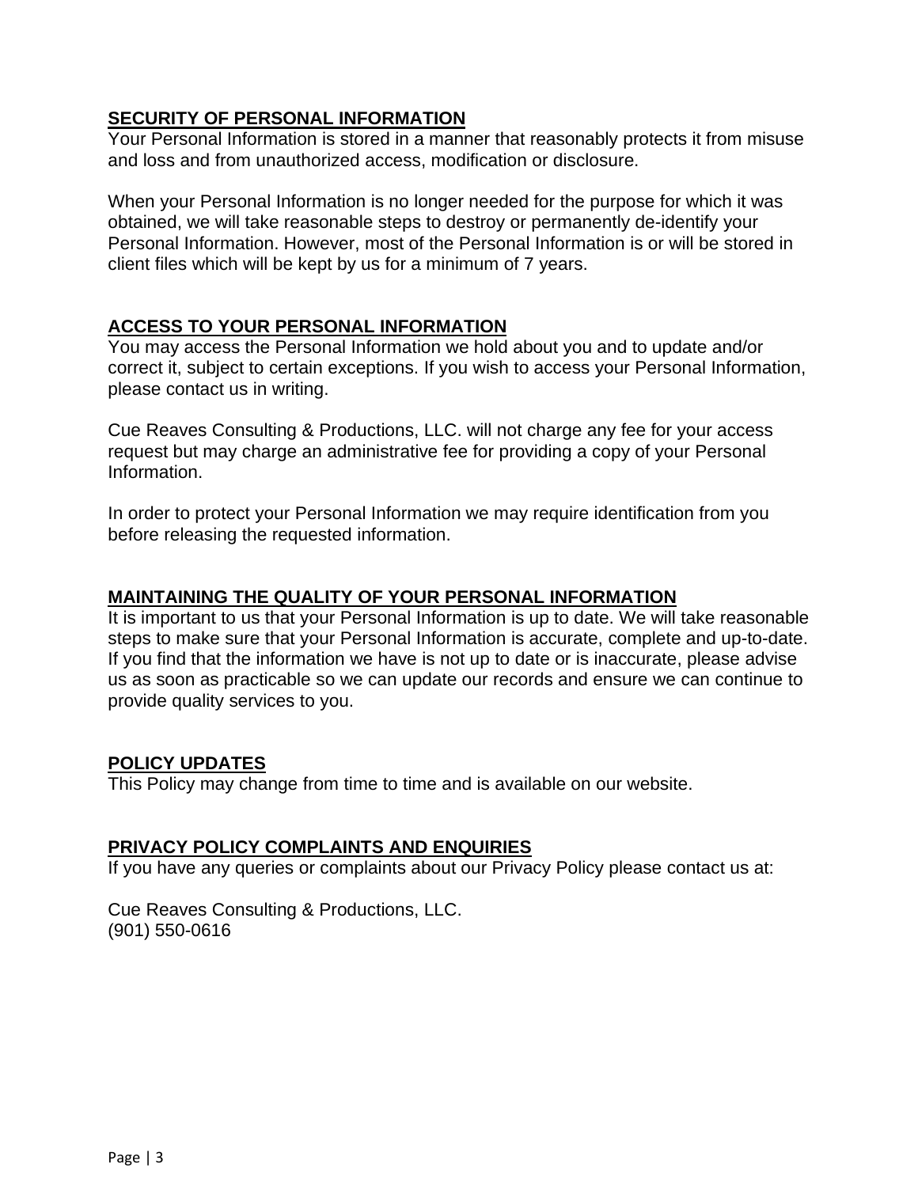## SECURITY OF PERSONAL INFORMATION

Your Personal Information is stored in a manner that reasonably protects it from misuse and loss and from unauthorized access, modification or disclosure.

When your Personal Information is no longer needed for the purpose for which it was obtained, we will take reasonable steps to destroy or permanently de-identify your Personal Information. However, most of the Personal Information is or will be stored in client files which will be kept by us for a minimum of 7 years.

## ACCESS TO YOUR PERSONAL INFORMATION

You may access the Personal Information we hold about you and to update and/or correct it, subject to certain exceptions. If you wish to access your Personal Information, please contact us in writing.

Cue Reaves Consulting & Productions, LLC. will not charge any fee for your access request but may charge an administrative fee for providing a copy of your Personal Information.

In order to protect your Personal Information we may require identification from you before releasing the requested information.

## MAINTAINING THE QUALITY OF YOUR PERSONAL INFORMATION

It is important to us that your Personal Information is up to date. We will take reasonable steps to make sure that your Personal Information is accurate, complete and up-to-date. If you find that the information we have is not up to date or is inaccurate, please advise us as soon as practicable so we can update our records and ensure we can continue to provide quality services to you.

## POLICY UPDATES

This Policy may change from time to time and is available on our website.

## PRIVACY POLICY COMPLAINTS AND ENQUIRIES

If you have any queries or complaints about our Privacy Policy please contact us at:

Cue Reaves Consulting & Productions, LLC.
(901) 550-0616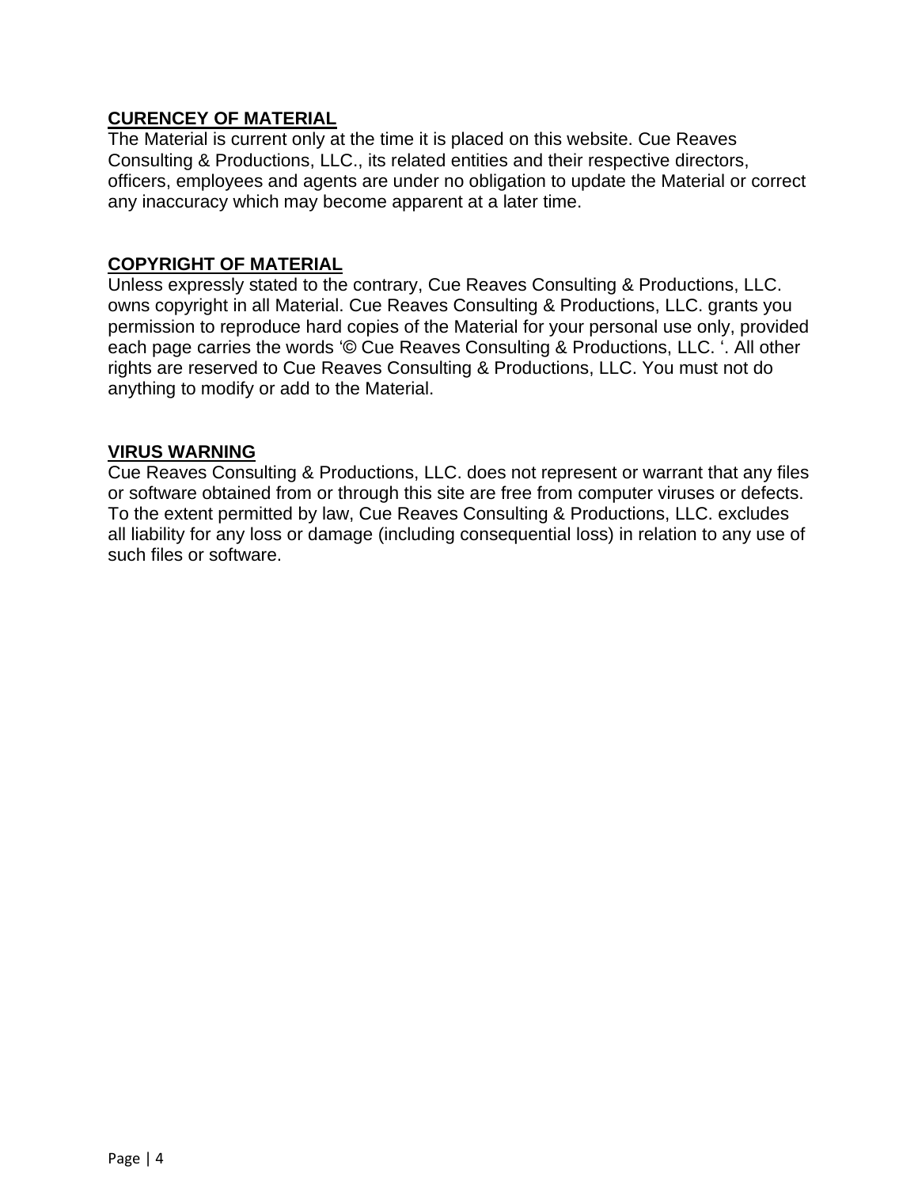## CURENCEY OF MATERIAL

The Material is current only at the time it is placed on this website. Cue Reaves Consulting & Productions, LLC., its related entities and their respective directors, officers, employees and agents are under no obligation to update the Material or correct any inaccuracy which may become apparent at a later time.

## COPYRIGHT OF MATERIAL

Unless expressly stated to the contrary, Cue Reaves Consulting & Productions, LLC. owns copyright in all Material. Cue Reaves Consulting & Productions, LLC. grants you permission to reproduce hard copies of the Material for your personal use only, provided each page carries the words '© Cue Reaves Consulting & Productions, LLC. '. All other rights are reserved to Cue Reaves Consulting & Productions, LLC. You must not do anything to modify or add to the Material.

## VIRUS WARNING

Cue Reaves Consulting & Productions, LLC. does not represent or warrant that any files or software obtained from or through this site are free from computer viruses or defects. To the extent permitted by law, Cue Reaves Consulting & Productions, LLC. excludes all liability for any loss or damage (including consequential loss) in relation to any use of such files or software.